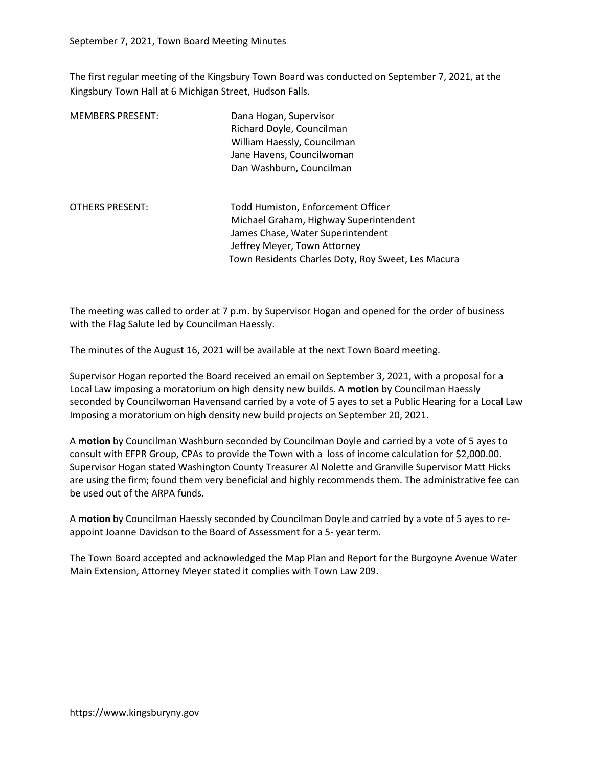September 7, 2021, Town Board Meeting Minutes

The first regular meeting of the Kingsbury Town Board was conducted on September 7, 2021, at the Kingsbury Town Hall at 6 Michigan Street, Hudson Falls.

MEMBERS PRESENT:

Dana Hogan, Supervisor
Richard Doyle, Councilman
William Haessly, Councilman
Jane Havens, Councilwoman
Dan Washburn, Councilman

OTHERS PRESENT:

Todd Humiston, Enforcement Officer
Michael Graham, Highway Superintendent
James Chase, Water Superintendent
Jeffrey Meyer, Town Attorney
Town Residents Charles Doty, Roy Sweet, Les Macura

The meeting was called to order at 7 p.m. by Supervisor Hogan and opened for the order of business with the Flag Salute led by Councilman Haessly.

The minutes of the August 16, 2021 will be available at the next Town Board meeting.

Supervisor Hogan reported the Board received an email on September 3, 2021, with a proposal for a Local Law imposing a moratorium on high density new builds. A **motion** by Councilman Haessly seconded by Councilwoman Havensand carried by a vote of 5 ayes to set a Public Hearing for a Local Law Imposing a moratorium on high density new build projects on September 20, 2021.

A **motion** by Councilman Washburn seconded by Councilman Doyle and carried by a vote of 5 ayes to consult with EFPR Group, CPAs to provide the Town with a loss of income calculation for $2,000.00. Supervisor Hogan stated Washington County Treasurer Al Nolette and Granville Supervisor Matt Hicks are using the firm; found them very beneficial and highly recommends them. The administrative fee can be used out of the ARPA funds.

A **motion** by Councilman Haessly seconded by Councilman Doyle and carried by a vote of 5 ayes to re-appoint Joanne Davidson to the Board of Assessment for a 5- year term.

The Town Board accepted and acknowledged the Map Plan and Report for the Burgoyne Avenue Water Main Extension, Attorney Meyer stated it complies with Town Law 209.

https://www.kingsburyny.gov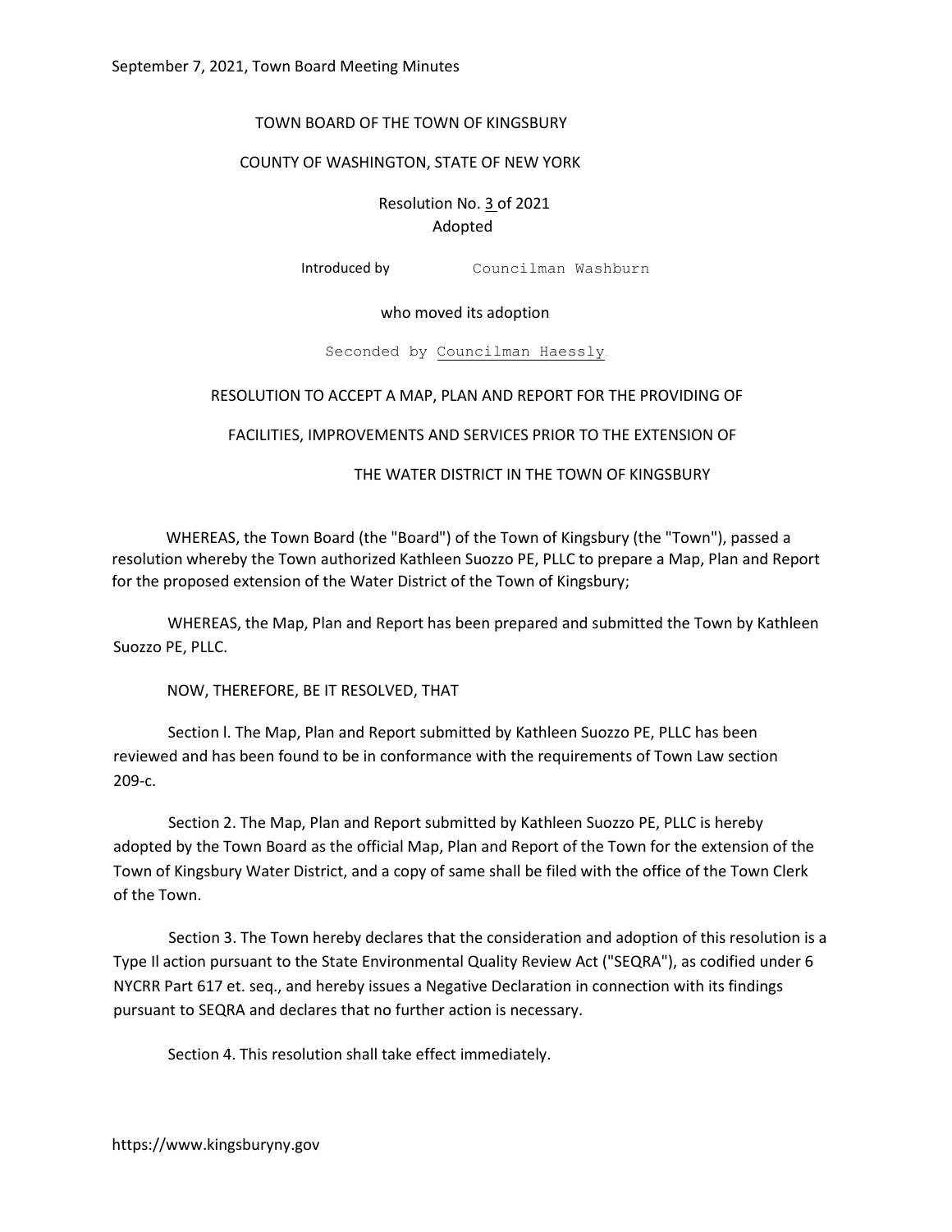TOWN BOARD OF THE TOWN OF KINGSBURY

COUNTY OF WASHINGTON, STATE OF NEW YORK

Resolution No. 3 of 2021
Adopted

Introduced by Councilman Washburn

who moved its adoption

Seconded by Councilman Haessly

RESOLUTION TO ACCEPT A MAP, PLAN AND REPORT FOR THE PROVIDING OF FACILITIES, IMPROVEMENTS AND SERVICES PRIOR TO THE EXTENSION OF THE WATER DISTRICT IN THE TOWN OF KINGSBURY

WHEREAS, the Town Board (the "Board") of the Town of Kingsbury (the "Town"), passed a resolution whereby the Town authorized Kathleen Suozzo PE, PLLC to prepare a Map, Plan and Report for the proposed extension of the Water District of the Town of Kingsbury;

WHEREAS, the Map, Plan and Report has been prepared and submitted the Town by Kathleen Suozzo PE, PLLC.

NOW, THEREFORE, BE IT RESOLVED, THAT

Section l. The Map, Plan and Report submitted by Kathleen Suozzo PE, PLLC has been reviewed and has been found to be in conformance with the requirements of Town Law section 209-c.

Section 2. The Map, Plan and Report submitted by Kathleen Suozzo PE, PLLC is hereby adopted by the Town Board as the official Map, Plan and Report of the Town for the extension of the Town of Kingsbury Water District, and a copy of same shall be filed with the office of the Town Clerk of the Town.

Section 3. The Town hereby declares that the consideration and adoption of this resolution is a Type Il action pursuant to the State Environmental Quality Review Act ("SEQRA"), as codified under 6 NYCRR Part 617 et. seq., and hereby issues a Negative Declaration in connection with its findings pursuant to SEQRA and declares that no further action is necessary.

Section 4. This resolution shall take effect immediately.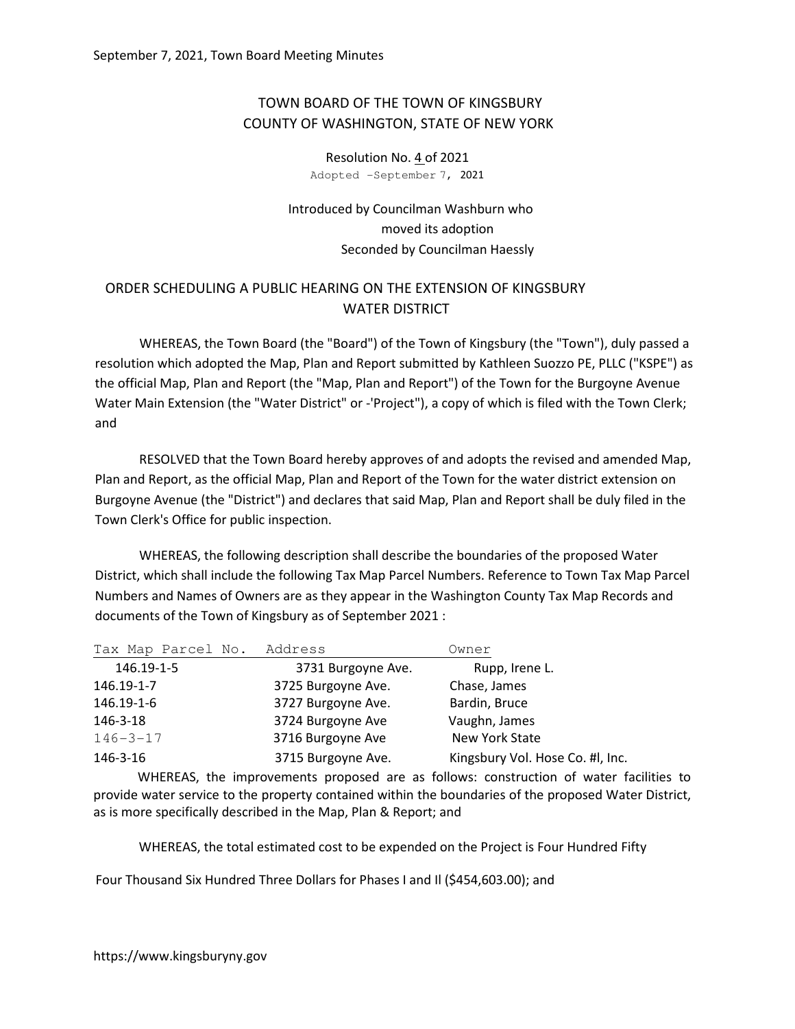TOWN BOARD OF THE TOWN OF KINGSBURY
COUNTY OF WASHINGTON, STATE OF NEW YORK

Resolution No. 4 of 2021
Adopted -September 7, 2021

Introduced by Councilman Washburn who moved its adoption
Seconded by Councilman Haessly

## ORDER SCHEDULING A PUBLIC HEARING ON THE EXTENSION OF KINGSBURY WATER DISTRICT

WHEREAS, the Town Board (the "Board") of the Town of Kingsbury (the "Town"), duly passed a resolution which adopted the Map, Plan and Report submitted by Kathleen Suozzo PE, PLLC ("KSPE") as the official Map, Plan and Report (the "Map, Plan and Report") of the Town for the Burgoyne Avenue Water Main Extension (the "Water District" or -'Project"), a copy of which is filed with the Town Clerk; and

RESOLVED that the Town Board hereby approves of and adopts the revised and amended Map, Plan and Report, as the official Map, Plan and Report of the Town for the water district extension on Burgoyne Avenue (the "District") and declares that said Map, Plan and Report shall be duly filed in the Town Clerk's Office for public inspection.

WHEREAS, the following description shall describe the boundaries of the proposed Water District, which shall include the following Tax Map Parcel Numbers. Reference to Town Tax Map Parcel Numbers and Names of Owners are as they appear in the Washington County Tax Map Records and documents of the Town of Kingsbury as of September 2021 :

| Tax Map Parcel No. | Address | Owner |
|---|---|---|
| 146.19-1-5 | 3731 Burgoyne Ave. | Rupp, Irene L. |
| 146.19-1-7 | 3725 Burgoyne Ave. | Chase, James |
| 146.19-1-6 | 3727 Burgoyne Ave. | Bardin, Bruce |
| 146-3-18 | 3724 Burgoyne Ave | Vaughn, James |
| 146-3-17 | 3716 Burgoyne Ave | New York State |
| 146-3-16 | 3715 Burgoyne Ave. | Kingsbury Vol. Hose Co. #l, Inc. |

WHEREAS, the improvements proposed are as follows: construction of water facilities to provide water service to the property contained within the boundaries of the proposed Water District, as is more specifically described in the Map, Plan & Report; and

WHEREAS, the total estimated cost to be expended on the Project is Four Hundred Fifty Four Thousand Six Hundred Three Dollars for Phases I and Il ($454,603.00); and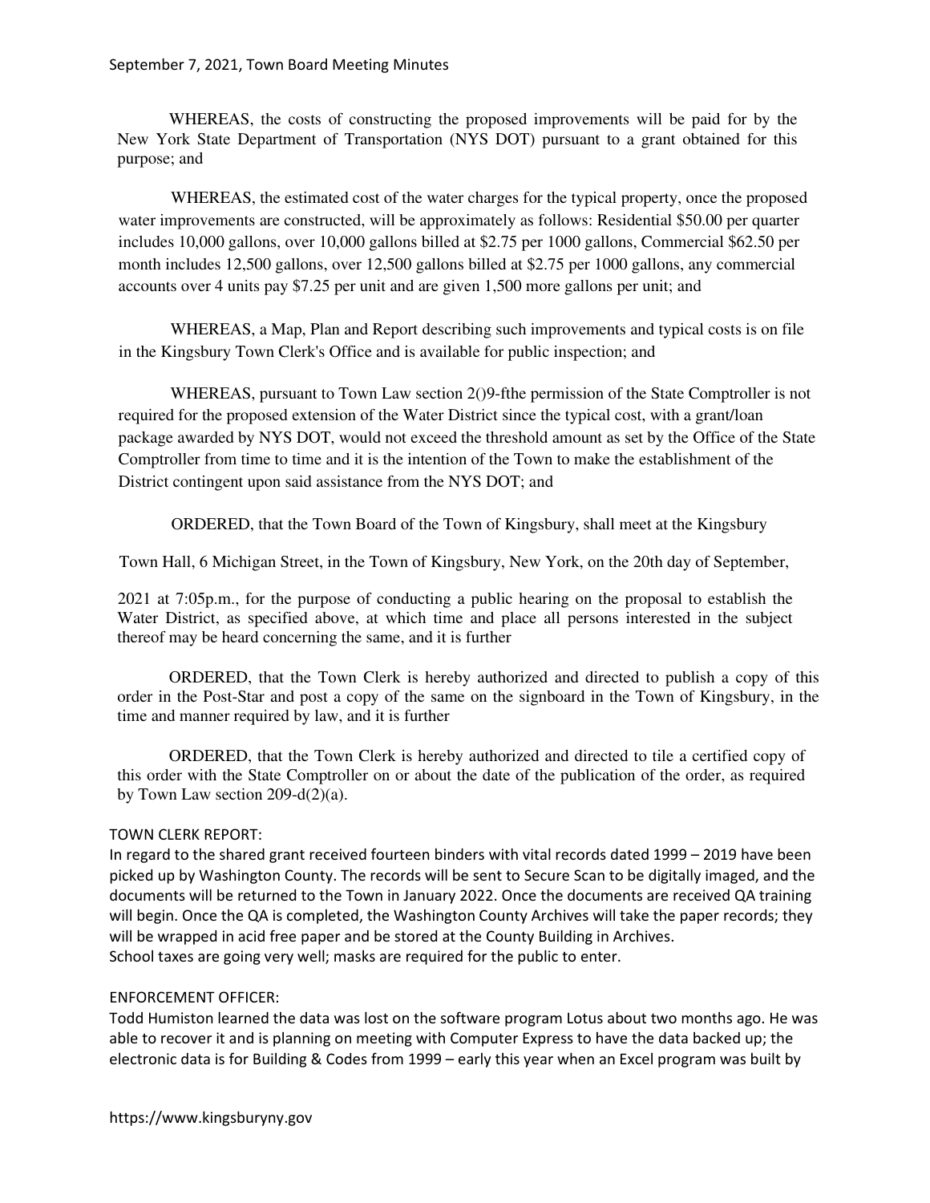WHEREAS, the costs of constructing the proposed improvements will be paid for by the New York State Department of Transportation (NYS DOT) pursuant to a grant obtained for this purpose; and

WHEREAS, the estimated cost of the water charges for the typical property, once the proposed water improvements are constructed, will be approximately as follows: Residential $50.00 per quarter includes 10,000 gallons, over 10,000 gallons billed at $2.75 per 1000 gallons, Commercial $62.50 per month includes 12,500 gallons, over 12,500 gallons billed at $2.75 per 1000 gallons, any commercial accounts over 4 units pay $7.25 per unit and are given 1,500 more gallons per unit; and

WHEREAS, a Map, Plan and Report describing such improvements and typical costs is on file in the Kingsbury Town Clerk's Office and is available for public inspection; and

WHEREAS, pursuant to Town Law section 2()9-fthe permission of the State Comptroller is not required for the proposed extension of the Water District since the typical cost, with a grant/loan package awarded by NYS DOT, would not exceed the threshold amount as set by the Office of the State Comptroller from time to time and it is the intention of the Town to make the establishment of the District contingent upon said assistance from the NYS DOT; and

ORDERED, that the Town Board of the Town of Kingsbury, shall meet at the Kingsbury Town Hall, 6 Michigan Street, in the Town of Kingsbury, New York, on the 20th day of September, 2021 at 7:05p.m., for the purpose of conducting a public hearing on the proposal to establish the Water District, as specified above, at which time and place all persons interested in the subject thereof may be heard concerning the same, and it is further

ORDERED, that the Town Clerk is hereby authorized and directed to publish a copy of this order in the Post-Star and post a copy of the same on the signboard in the Town of Kingsbury, in the time and manner required by law, and it is further

ORDERED, that the Town Clerk is hereby authorized and directed to tile a certified copy of this order with the State Comptroller on or about the date of the publication of the order, as required by Town Law section 209-d(2)(a).

TOWN CLERK REPORT:
In regard to the shared grant received fourteen binders with vital records dated 1999 – 2019 have been picked up by Washington County. The records will be sent to Secure Scan to be digitally imaged, and the documents will be returned to the Town in January 2022. Once the documents are received QA training will begin. Once the QA is completed, the Washington County Archives will take the paper records; they will be wrapped in acid free paper and be stored at the County Building in Archives.
School taxes are going very well; masks are required for the public to enter.

ENFORCEMENT OFFICER:
Todd Humiston learned the data was lost on the software program Lotus about two months ago. He was able to recover it and is planning on meeting with Computer Express to have the data backed up; the electronic data is for Building & Codes from 1999 – early this year when an Excel program was built by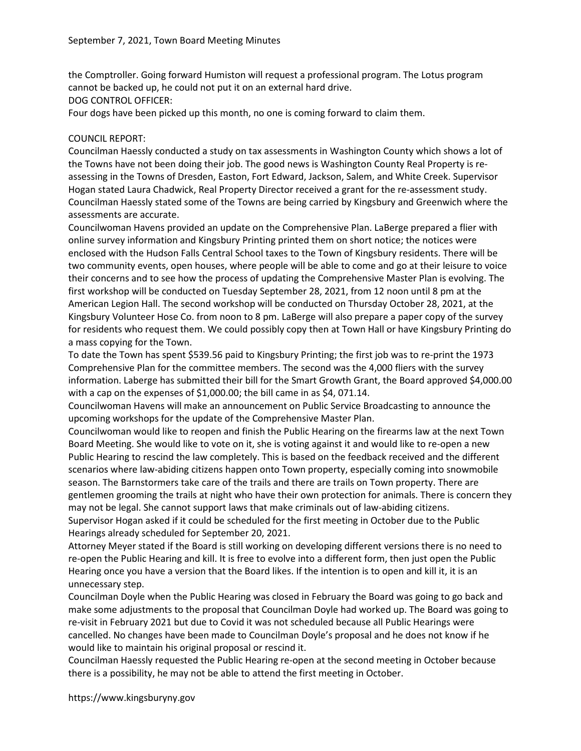the Comptroller. Going forward Humiston will request a professional program. The Lotus program cannot be backed up, he could not put it on an external hard drive.

DOG CONTROL OFFICER:

Four dogs have been picked up this month, no one is coming forward to claim them.

COUNCIL REPORT:

Councilman Haessly conducted a study on tax assessments in Washington County which shows a lot of the Towns have not been doing their job. The good news is Washington County Real Property is re-assessing in the Towns of Dresden, Easton, Fort Edward, Jackson, Salem, and White Creek. Supervisor Hogan stated Laura Chadwick, Real Property Director received a grant for the re-assessment study. Councilman Haessly stated some of the Towns are being carried by Kingsbury and Greenwich where the assessments are accurate.

Councilwoman Havens provided an update on the Comprehensive Plan. LaBerge prepared a flier with online survey information and Kingsbury Printing printed them on short notice; the notices were enclosed with the Hudson Falls Central School taxes to the Town of Kingsbury residents. There will be two community events, open houses, where people will be able to come and go at their leisure to voice their concerns and to see how the process of updating the Comprehensive Master Plan is evolving. The first workshop will be conducted on Tuesday September 28, 2021, from 12 noon until 8 pm at the American Legion Hall. The second workshop will be conducted on Thursday October 28, 2021, at the Kingsbury Volunteer Hose Co. from noon to 8 pm. LaBerge will also prepare a paper copy of the survey for residents who request them. We could possibly copy then at Town Hall or have Kingsbury Printing do a mass copying for the Town.

To date the Town has spent $539.56 paid to Kingsbury Printing; the first job was to re-print the 1973 Comprehensive Plan for the committee members. The second was the 4,000 fliers with the survey information. Laberge has submitted their bill for the Smart Growth Grant, the Board approved $4,000.00 with a cap on the expenses of $1,000.00; the bill came in as $4, 071.14.

Councilwoman Havens will make an announcement on Public Service Broadcasting to announce the upcoming workshops for the update of the Comprehensive Master Plan.

Councilwoman would like to reopen and finish the Public Hearing on the firearms law at the next Town Board Meeting. She would like to vote on it, she is voting against it and would like to re-open a new Public Hearing to rescind the law completely. This is based on the feedback received and the different scenarios where law-abiding citizens happen onto Town property, especially coming into snowmobile season. The Barnstormers take care of the trails and there are trails on Town property. There are gentlemen grooming the trails at night who have their own protection for animals. There is concern they may not be legal. She cannot support laws that make criminals out of law-abiding citizens.

Supervisor Hogan asked if it could be scheduled for the first meeting in October due to the Public Hearings already scheduled for September 20, 2021.

Attorney Meyer stated if the Board is still working on developing different versions there is no need to re-open the Public Hearing and kill. It is free to evolve into a different form, then just open the Public Hearing once you have a version that the Board likes. If the intention is to open and kill it, it is an unnecessary step.

Councilman Doyle when the Public Hearing was closed in February the Board was going to go back and make some adjustments to the proposal that Councilman Doyle had worked up. The Board was going to re-visit in February 2021 but due to Covid it was not scheduled because all Public Hearings were cancelled. No changes have been made to Councilman Doyle's proposal and he does not know if he would like to maintain his original proposal or rescind it.

Councilman Haessly requested the Public Hearing re-open at the second meeting in October because there is a possibility, he may not be able to attend the first meeting in October.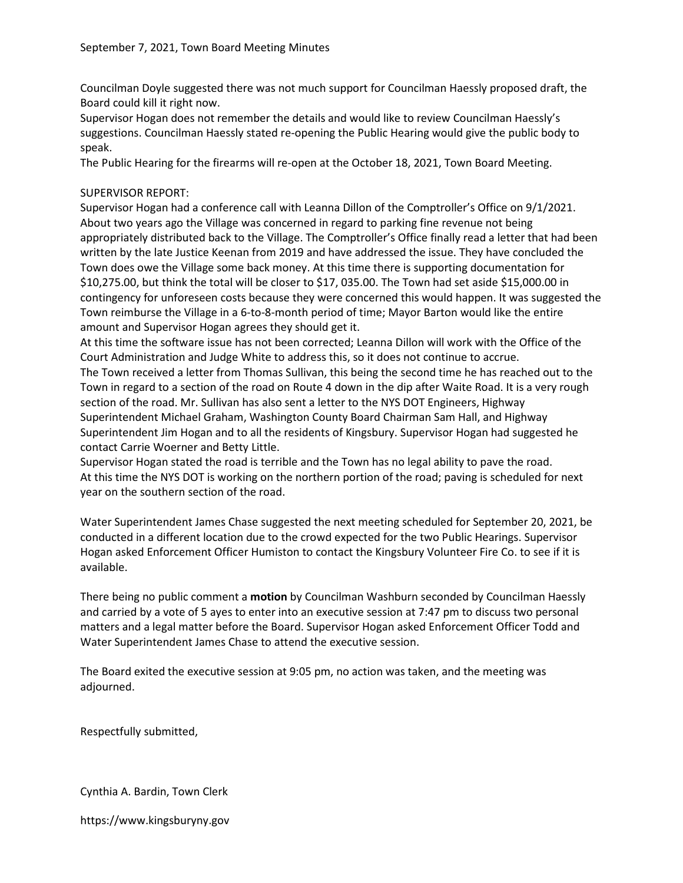Councilman Doyle suggested there was not much support for Councilman Haessly proposed draft, the Board could kill it right now.

Supervisor Hogan does not remember the details and would like to review Councilman Haessly's suggestions. Councilman Haessly stated re-opening the Public Hearing would give the public body to speak.

The Public Hearing for the firearms will re-open at the October 18, 2021, Town Board Meeting.

SUPERVISOR REPORT:

Supervisor Hogan had a conference call with Leanna Dillon of the Comptroller's Office on 9/1/2021. About two years ago the Village was concerned in regard to parking fine revenue not being appropriately distributed back to the Village. The Comptroller's Office finally read a letter that had been written by the late Justice Keenan from 2019 and have addressed the issue. They have concluded the Town does owe the Village some back money. At this time there is supporting documentation for $10,275.00, but think the total will be closer to $17, 035.00. The Town had set aside $15,000.00 in contingency for unforeseen costs because they were concerned this would happen. It was suggested the Town reimburse the Village in a 6-to-8-month period of time; Mayor Barton would like the entire amount and Supervisor Hogan agrees they should get it.

At this time the software issue has not been corrected; Leanna Dillon will work with the Office of the Court Administration and Judge White to address this, so it does not continue to accrue.

The Town received a letter from Thomas Sullivan, this being the second time he has reached out to the Town in regard to a section of the road on Route 4 down in the dip after Waite Road. It is a very rough section of the road. Mr. Sullivan has also sent a letter to the NYS DOT Engineers, Highway Superintendent Michael Graham, Washington County Board Chairman Sam Hall, and Highway Superintendent Jim Hogan and to all the residents of Kingsbury. Supervisor Hogan had suggested he contact Carrie Woerner and Betty Little.

Supervisor Hogan stated the road is terrible and the Town has no legal ability to pave the road. At this time the NYS DOT is working on the northern portion of the road; paving is scheduled for next year on the southern section of the road.

Water Superintendent James Chase suggested the next meeting scheduled for September 20, 2021, be conducted in a different location due to the crowd expected for the two Public Hearings. Supervisor Hogan asked Enforcement Officer Humiston to contact the Kingsbury Volunteer Fire Co. to see if it is available.

There being no public comment a **motion** by Councilman Washburn seconded by Councilman Haessly and carried by a vote of 5 ayes to enter into an executive session at 7:47 pm to discuss two personal matters and a legal matter before the Board. Supervisor Hogan asked Enforcement Officer Todd and Water Superintendent James Chase to attend the executive session.

The Board exited the executive session at 9:05 pm, no action was taken, and the meeting was adjourned.

Respectfully submitted,

Cynthia A. Bardin, Town Clerk

https://www.kingsburyny.gov